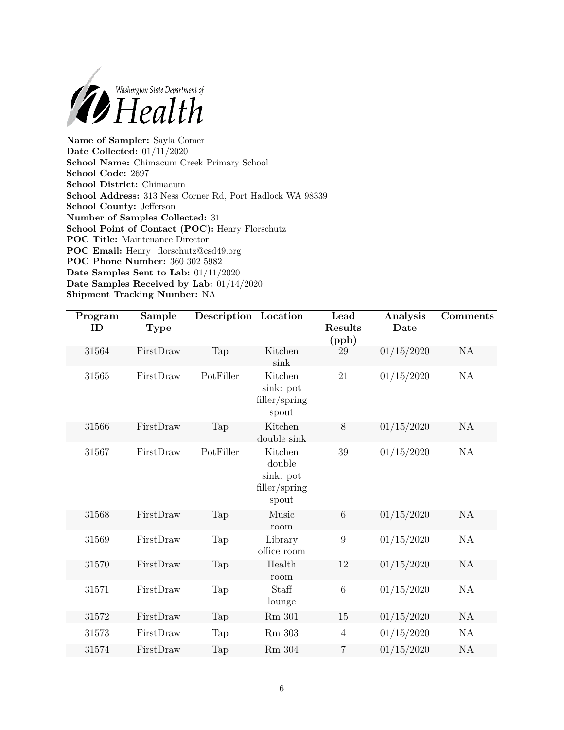Washington State Department of Health

**Name of Sampler:** Sayla Comer
**Date Collected:** 01/11/2020
**School Name:** Chimacum Creek Primary School
**School Code:** 2697
**School District:** Chimacum
**School Address:** 313 Ness Corner Rd, Port Hadlock WA 98339
**School County:** Jefferson
**Number of Samples Collected:** 31
**School Point of Contact (POC):** Henry Florschutz
**POC Title:** Maintenance Director
**POC Email:** Henry_florschutz@csd49.org
**POC Phone Number:** 360 302 5982
**Date Samples Sent to Lab:** 01/11/2020
**Date Samples Received by Lab:** 01/14/2020
**Shipment Tracking Number:** NA

| Program ID | Sample Type | Description | Location | Lead Results (ppb) | Analysis Date | Comments |
|---|---|---|---|---|---|---|
| 31564 | FirstDraw | Tap | Kitchen sink | 29 | 01/15/2020 | NA |
| 31565 | FirstDraw | PotFiller | Kitchen sink: pot filler/spring spout | 21 | 01/15/2020 | NA |
| 31566 | FirstDraw | Tap | Kitchen double sink | 8 | 01/15/2020 | NA |
| 31567 | FirstDraw | PotFiller | Kitchen double sink: pot filler/spring spout | 39 | 01/15/2020 | NA |
| 31568 | FirstDraw | Tap | Music room | 6 | 01/15/2020 | NA |
| 31569 | FirstDraw | Tap | Library office room | 9 | 01/15/2020 | NA |
| 31570 | FirstDraw | Tap | Health room | 12 | 01/15/2020 | NA |
| 31571 | FirstDraw | Tap | Staff lounge | 6 | 01/15/2020 | NA |
| 31572 | FirstDraw | Tap | Rm 301 | 15 | 01/15/2020 | NA |
| 31573 | FirstDraw | Tap | Rm 303 | 4 | 01/15/2020 | NA |
| 31574 | FirstDraw | Tap | Rm 304 | 7 | 01/15/2020 | NA |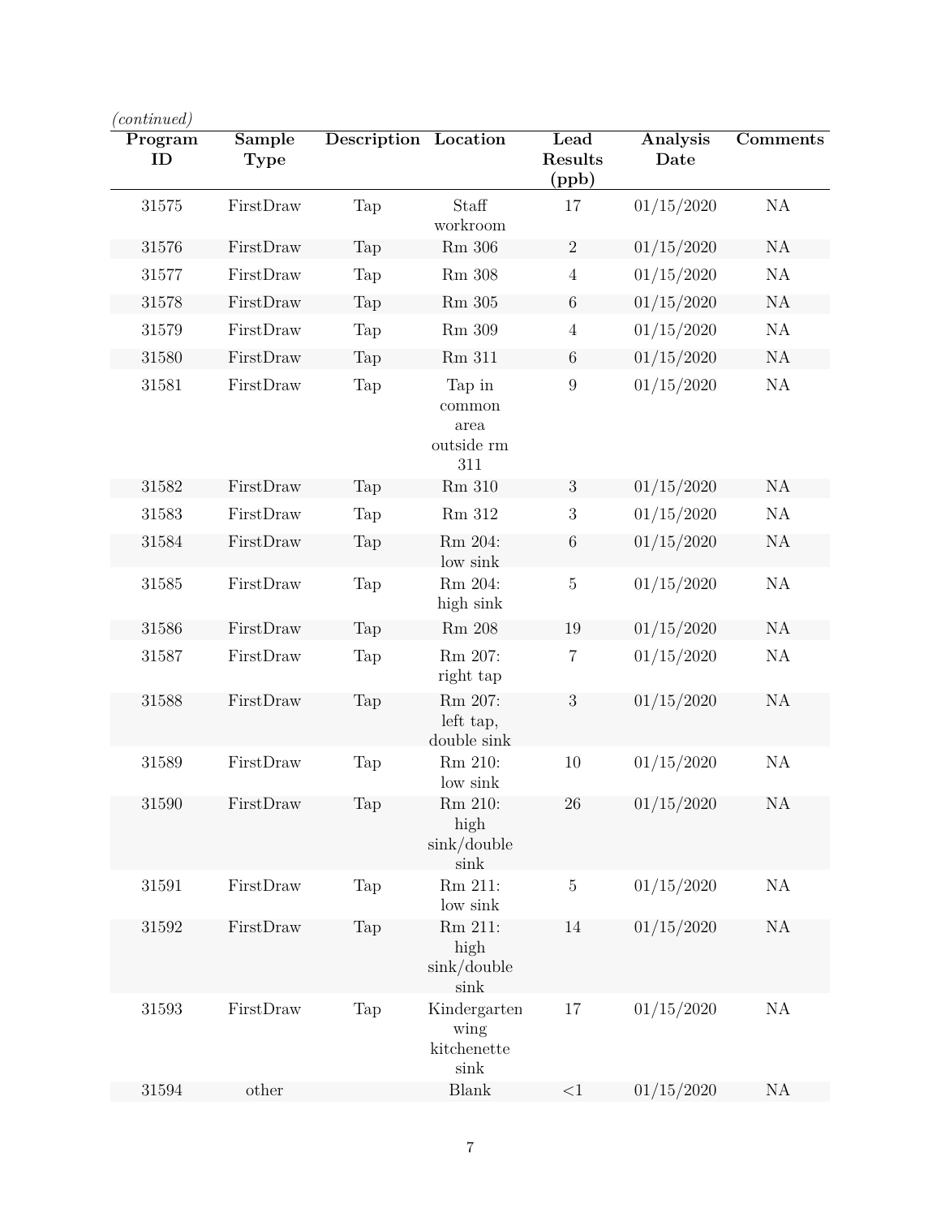*(continued)*

| Program ID | Sample Type | Description | Location | Lead Results (ppb) | Analysis Date | Comments |
|---|---|---|---|---|---|---|
| 31575 | FirstDraw | Tap | Staff workroom | 17 | 01/15/2020 | NA |
| 31576 | FirstDraw | Tap | Rm 306 | 2 | 01/15/2020 | NA |
| 31577 | FirstDraw | Tap | Rm 308 | 4 | 01/15/2020 | NA |
| 31578 | FirstDraw | Tap | Rm 305 | 6 | 01/15/2020 | NA |
| 31579 | FirstDraw | Tap | Rm 309 | 4 | 01/15/2020 | NA |
| 31580 | FirstDraw | Tap | Rm 311 | 6 | 01/15/2020 | NA |
| 31581 | FirstDraw | Tap | Tap in common area outside rm 311 | 9 | 01/15/2020 | NA |
| 31582 | FirstDraw | Tap | Rm 310 | 3 | 01/15/2020 | NA |
| 31583 | FirstDraw | Tap | Rm 312 | 3 | 01/15/2020 | NA |
| 31584 | FirstDraw | Tap | Rm 204: low sink | 6 | 01/15/2020 | NA |
| 31585 | FirstDraw | Tap | Rm 204: high sink | 5 | 01/15/2020 | NA |
| 31586 | FirstDraw | Tap | Rm 208 | 19 | 01/15/2020 | NA |
| 31587 | FirstDraw | Tap | Rm 207: right tap | 7 | 01/15/2020 | NA |
| 31588 | FirstDraw | Tap | Rm 207: left tap, double sink | 3 | 01/15/2020 | NA |
| 31589 | FirstDraw | Tap | Rm 210: low sink | 10 | 01/15/2020 | NA |
| 31590 | FirstDraw | Tap | Rm 210: high sink/double sink | 26 | 01/15/2020 | NA |
| 31591 | FirstDraw | Tap | Rm 211: low sink | 5 | 01/15/2020 | NA |
| 31592 | FirstDraw | Tap | Rm 211: high sink/double sink | 14 | 01/15/2020 | NA |
| 31593 | FirstDraw | Tap | Kindergarten wing kitchenette sink | 17 | 01/15/2020 | NA |
| 31594 | other | | Blank | <1 | 01/15/2020 | NA |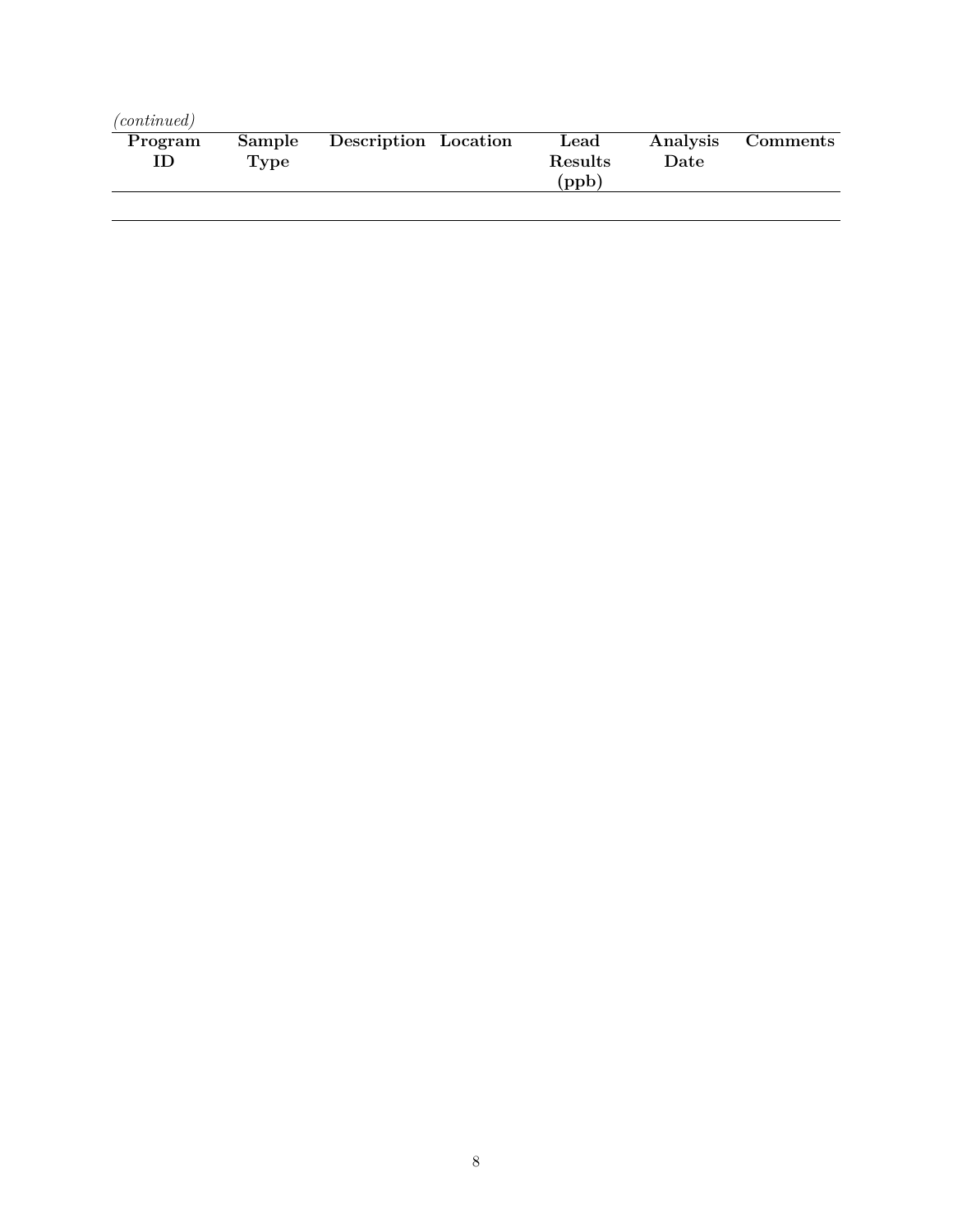*(continued)*

| Program ID | Sample Type | Description | Location | Lead Results (ppb) | Analysis Date | Comments |
|---|---|---|---|---|---|---|